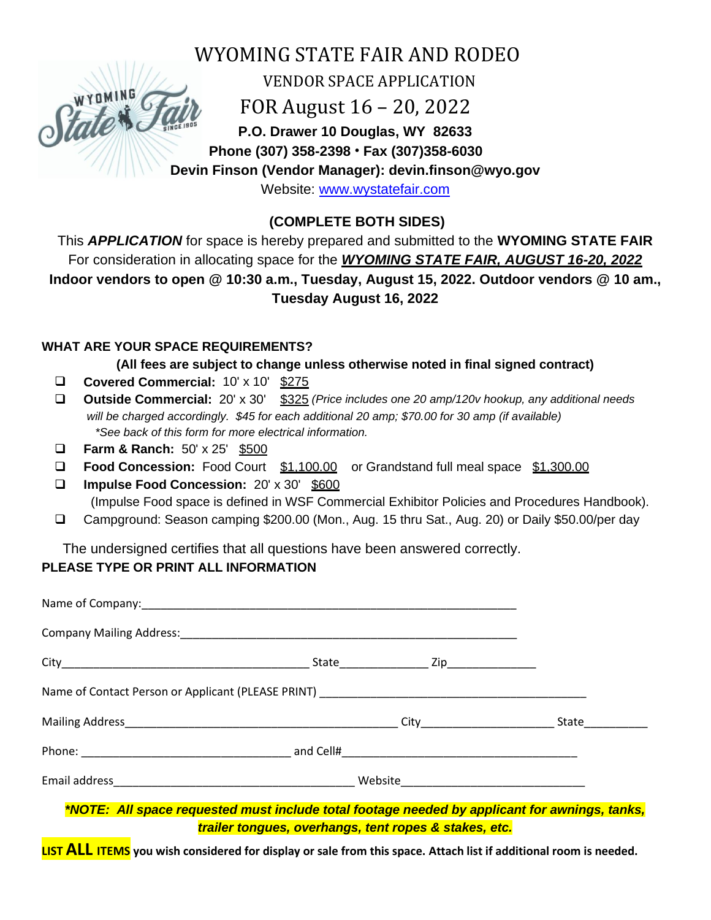# WYOMING STATE FAIR AND RODEO

## VENDOR SPACE APPLICATION

## FOR August 16 – 20, 2022

**P.O. Drawer 10 Douglas, WY 82633**

**Phone (307) 358-2398 • Fax (307)358-6030**

**Devin Finson (Vendor Manager): devin.finson@wyo.gov**

Website: www.wystatefair.com

**(COMPLETE BOTH SIDES)**

This ***APPLICATION*** for space is hereby prepared and submitted to the **WYOMING STATE FAIR** For consideration in allocating space for the ***WYOMING STATE FAIR, AUGUST 16-20, 2022***
**Indoor vendors to open @ 10:30 a.m., Tuesday, August 15, 2022. Outdoor vendors @ 10 am., Tuesday August 16, 2022**

**WHAT ARE YOUR SPACE REQUIREMENTS?**

**(All fees are subject to change unless otherwise noted in final signed contract)**

- ❑ **Covered Commercial:** 10' x 10' $275
- ❑ **Outside Commercial:** 20' x 30' $325 *(Price includes one 20 amp/120v hookup, any additional needs will be charged accordingly. $45 for each additional 20 amp; $70.00 for 30 amp (if available)*
  *\*See back of this form for more electrical information.*
- ❑ **Farm & Ranch:** 50' x 25' $500
- ❑ **Food Concession:** Food Court $1,100.00 or Grandstand full meal space $1,300.00
- ❑ **Impulse Food Concession:** 20' x 30' $600
  (Impulse Food space is defined in WSF Commercial Exhibitor Policies and Procedures Handbook).
- ❑ Campground: Season camping $200.00 (Mon., Aug. 15 thru Sat., Aug. 20) or Daily $50.00/per day

The undersigned certifies that all questions have been answered correctly.

**PLEASE TYPE OR PRINT ALL INFORMATION**

Name of Company:\_\_\_\_\_\_\_\_\_\_\_\_\_\_\_\_\_\_\_\_\_\_\_\_\_\_\_\_\_\_\_\_\_\_\_\_\_\_\_\_

Company Mailing Address:\_\_\_\_\_\_\_\_\_\_\_\_\_\_\_\_\_\_\_\_\_\_\_\_\_\_\_\_\_\_\_\_\_\_\_\_

City\_\_\_\_\_\_\_\_\_\_\_\_\_\_\_\_\_\_\_\_\_\_\_\_\_\_ State\_\_\_\_\_\_\_\_\_ Zip\_\_\_\_\_\_\_\_\_

Name of Contact Person or Applicant (PLEASE PRINT) \_\_\_\_\_\_\_\_\_\_\_\_\_\_\_\_\_\_\_\_\_\_\_\_\_\_\_\_

Mailing Address\_\_\_\_\_\_\_\_\_\_\_\_\_\_\_\_\_\_\_\_\_\_\_\_\_\_\_\_\_\_ City\_\_\_\_\_\_\_\_\_\_\_\_\_\_ State\_\_\_\_\_\_\_

Phone: \_\_\_\_\_\_\_\_\_\_\_\_\_\_\_\_\_\_\_\_\_\_ and Cell#\_\_\_\_\_\_\_\_\_\_\_\_\_\_\_\_\_\_\_\_\_\_\_\_\_

Email address\_\_\_\_\_\_\_\_\_\_\_\_\_\_\_\_\_\_\_\_\_\_\_\_\_ Website\_\_\_\_\_\_\_\_\_\_\_\_\_\_\_\_\_\_\_

***\*NOTE: All space requested must include total footage needed by applicant for awnings, tanks, trailer tongues, overhangs, tent ropes & stakes, etc.***

**LIST ALL ITEMS you wish considered for display or sale from this space. Attach list if additional room is needed.**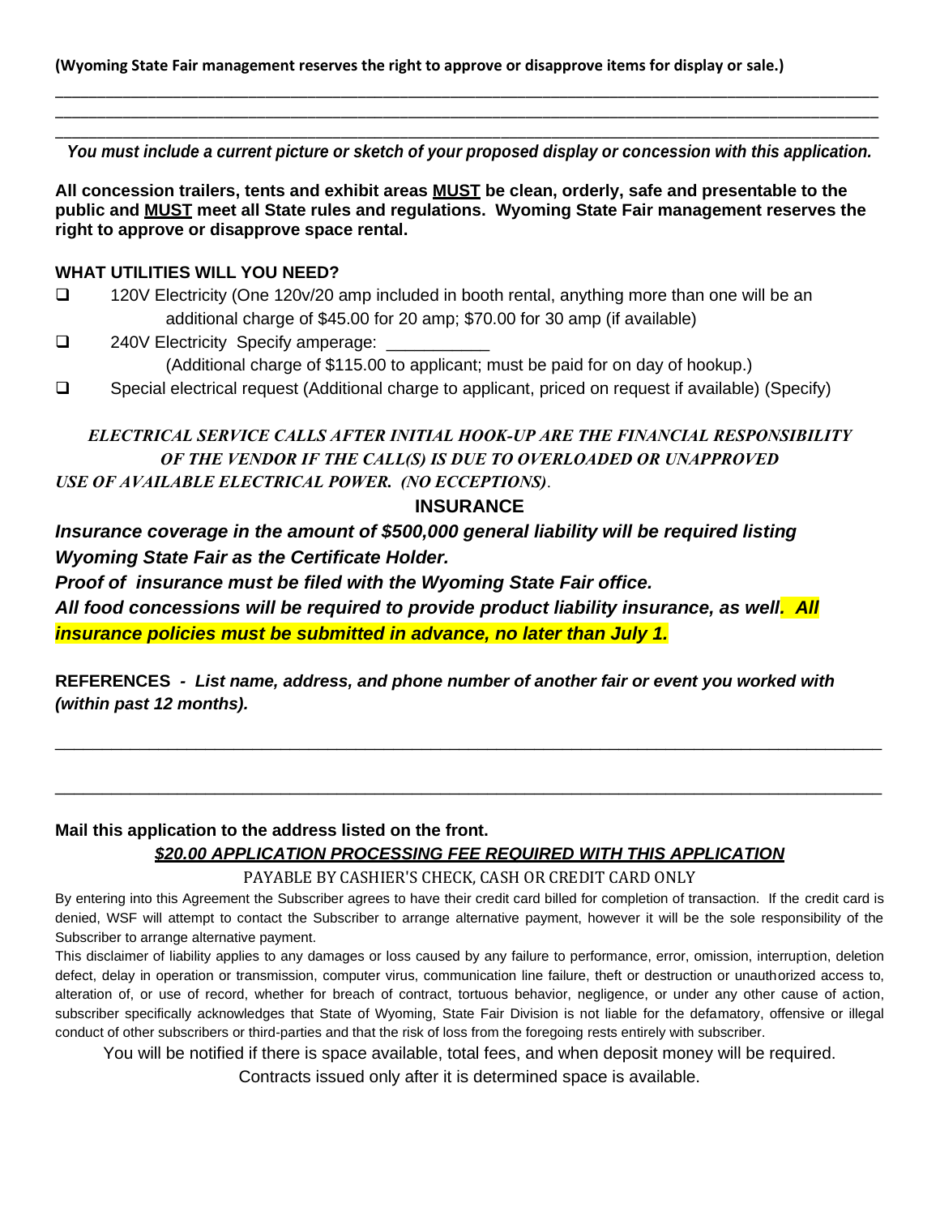**(Wyoming State Fair management reserves the right to approve or disapprove items for display or sale.)**

_____________________________________________________________________________________________

_____________________________________________________________________________________________

_____________________________________________________________________________________________

***You must include a current picture or sketch of your proposed display or concession with this application.***

**All concession trailers, tents and exhibit areas MUST be clean, orderly, safe and presentable to the public and MUST meet all State rules and regulations. Wyoming State Fair management reserves the right to approve or disapprove space rental.**

**WHAT UTILITIES WILL YOU NEED?**

- ☐ 120V Electricity (One 120v/20 amp included in booth rental, anything more than one will be an additional charge of $45.00 for 20 amp; $70.00 for 30 amp (if available)
- ☐ 240V Electricity Specify amperage: ___________ (Additional charge of $115.00 to applicant; must be paid for on day of hookup.)
- ☐ Special electrical request (Additional charge to applicant, priced on request if available) (Specify)

***ELECTRICAL SERVICE CALLS AFTER INITIAL HOOK-UP ARE THE FINANCIAL RESPONSIBILITY OF THE VENDOR IF THE CALL(S) IS DUE TO OVERLOADED OR UNAPPROVED USE OF AVAILABLE ELECTRICAL POWER. (NO ECCEPTIONS)***.

## INSURANCE

***Insurance coverage in the amount of $500,000 general liability will be required listing Wyoming State Fair as the Certificate Holder.***

***Proof of insurance must be filed with the Wyoming State Fair office.***

***All food concessions will be required to provide product liability insurance, as well. All insurance policies must be submitted in advance, no later than July 1.***

**REFERENCES** - ***List name, address, and phone number of another fair or event you worked with (within past 12 months).***

_____________________________________________________________________________________________

_____________________________________________________________________________________________

**Mail this application to the address listed on the front.**

***$20.00 APPLICATION PROCESSING FEE REQUIRED WITH THIS APPLICATION***

PAYABLE BY CASHIER'S CHECK, CASH OR CREDIT CARD ONLY

By entering into this Agreement the Subscriber agrees to have their credit card billed for completion of transaction. If the credit card is denied, WSF will attempt to contact the Subscriber to arrange alternative payment, however it will be the sole responsibility of the Subscriber to arrange alternative payment.

This disclaimer of liability applies to any damages or loss caused by any failure to performance, error, omission, interruption, deletion defect, delay in operation or transmission, computer virus, communication line failure, theft or destruction or unauthorized access to, alteration of, or use of record, whether for breach of contract, tortuous behavior, negligence, or under any other cause of action, subscriber specifically acknowledges that State of Wyoming, State Fair Division is not liable for the defamatory, offensive or illegal conduct of other subscribers or third-parties and that the risk of loss from the foregoing rests entirely with subscriber.

You will be notified if there is space available, total fees, and when deposit money will be required.

Contracts issued only after it is determined space is available.